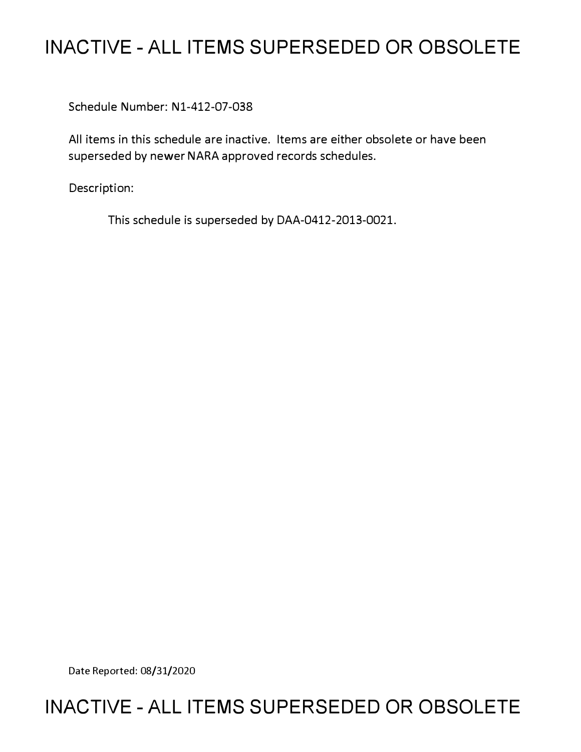# INACTIVE - ALL ITEMS SUPERSEDED OR OBSOLETE

Schedule Number: N1-412-07-038

All items in this schedule are inactive. Items are either obsolete or have been superseded by newer NARA approved records schedules.

Description:

This schedule is superseded by DAA-0412-2013-0021.

Date Reported: 08/31/2020

# INACTIVE - ALL ITEMS SUPERSEDED OR OBSOLETE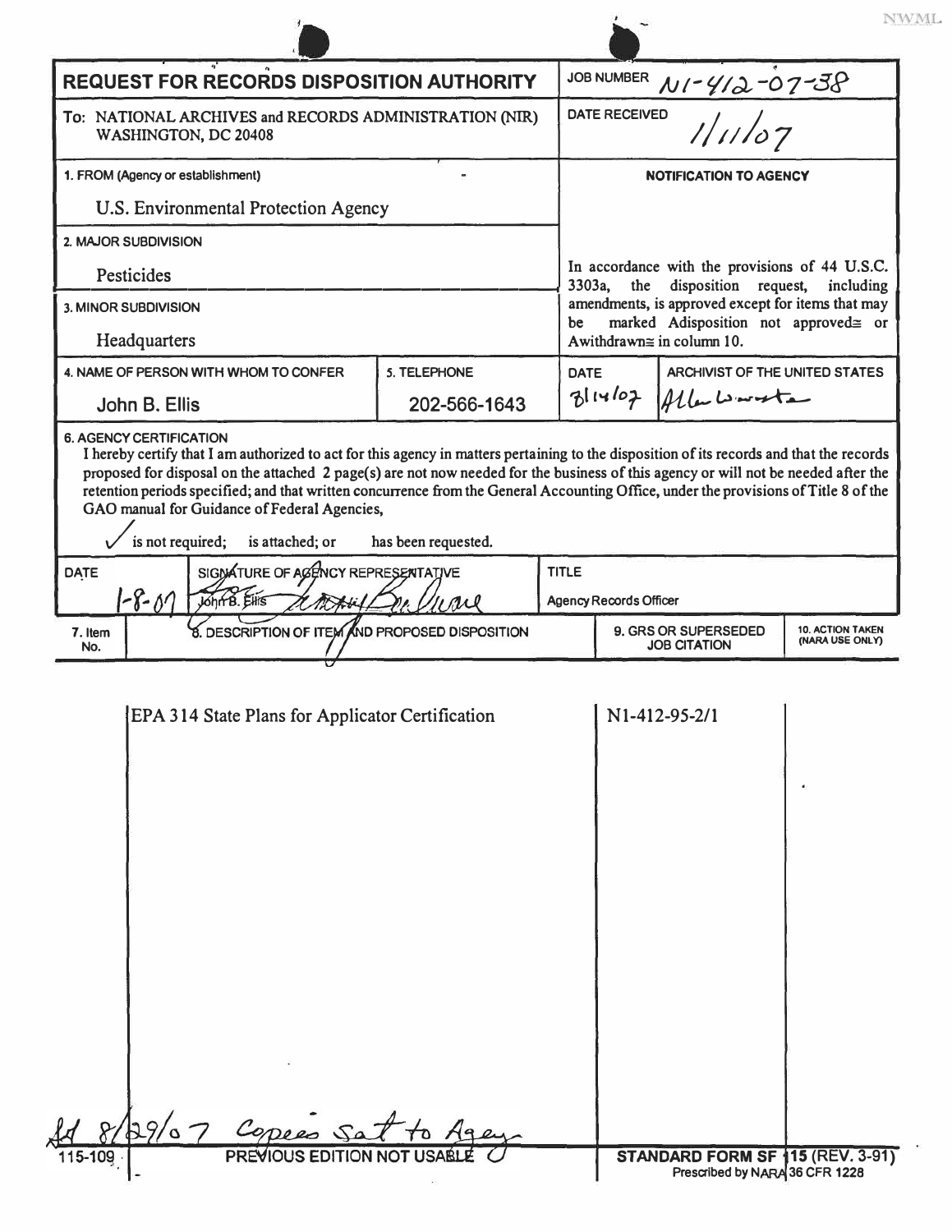NWML

# REQUEST FOR RECORDS DISPOSITION AUTHORITY

**JOB NUMBER** N1-412-07-38

**DATE RECEIVED** 1/11/07

To: NATIONAL ARCHIVES and RECORDS ADMINISTRATION (NIR)
WASHINGTON, DC 20408

**1. FROM (Agency or establishment)**

U.S. Environmental Protection Agency

**2. MAJOR SUBDIVISION**

Pesticides

**3. MINOR SUBDIVISION**

Headquarters

**NOTIFICATION TO AGENCY**

In accordance with the provisions of 44 U.S.C. 3303a, the disposition request, including amendments, is approved except for items that may be marked Adisposition not approved≅ or Awithdrawn≅ in column 10.

| 4. NAME OF PERSON WITH WHOM TO CONFER | 5. TELEPHONE | DATE | ARCHIVIST OF THE UNITED STATES |
|---|---|---|---|
| John B. Ellis | 202-566-1643 | 8/14/07 | Allen Weinstein |

**6. AGENCY CERTIFICATION**

I hereby certify that I am authorized to act for this agency in matters pertaining to the disposition of its records and that the records proposed for disposal on the attached 2 page(s) are not now needed for the business of this agency or will not be needed after the retention periods specified; and that written concurrence from the General Accounting Office, under the provisions of Title 8 of the GAO manual for Guidance of Federal Agencies,

✓ is not required; is attached; or has been requested.

| DATE | SIGNATURE OF AGENCY REPRESENTATIVE | TITLE |
|---|---|---|
| 1-8-07 | John B. Ellis | Agency Records Officer |

| 7. Item No. | 8. DESCRIPTION OF ITEM AND PROPOSED DISPOSITION | 9. GRS OR SUPERSEDED JOB CITATION | 10. ACTION TAKEN (NARA USE ONLY) |
|---|---|---|---|
| | EPA 314 State Plans for Applicator Certification | N1-412-95-2/1 | |

Ad 8/29/07 Copies sent to Agency

115-109 PREVIOUS EDITION NOT USABLE

STANDARD FORM SF 115 (REV. 3-91)
Prescribed by NARA 36 CFR 1228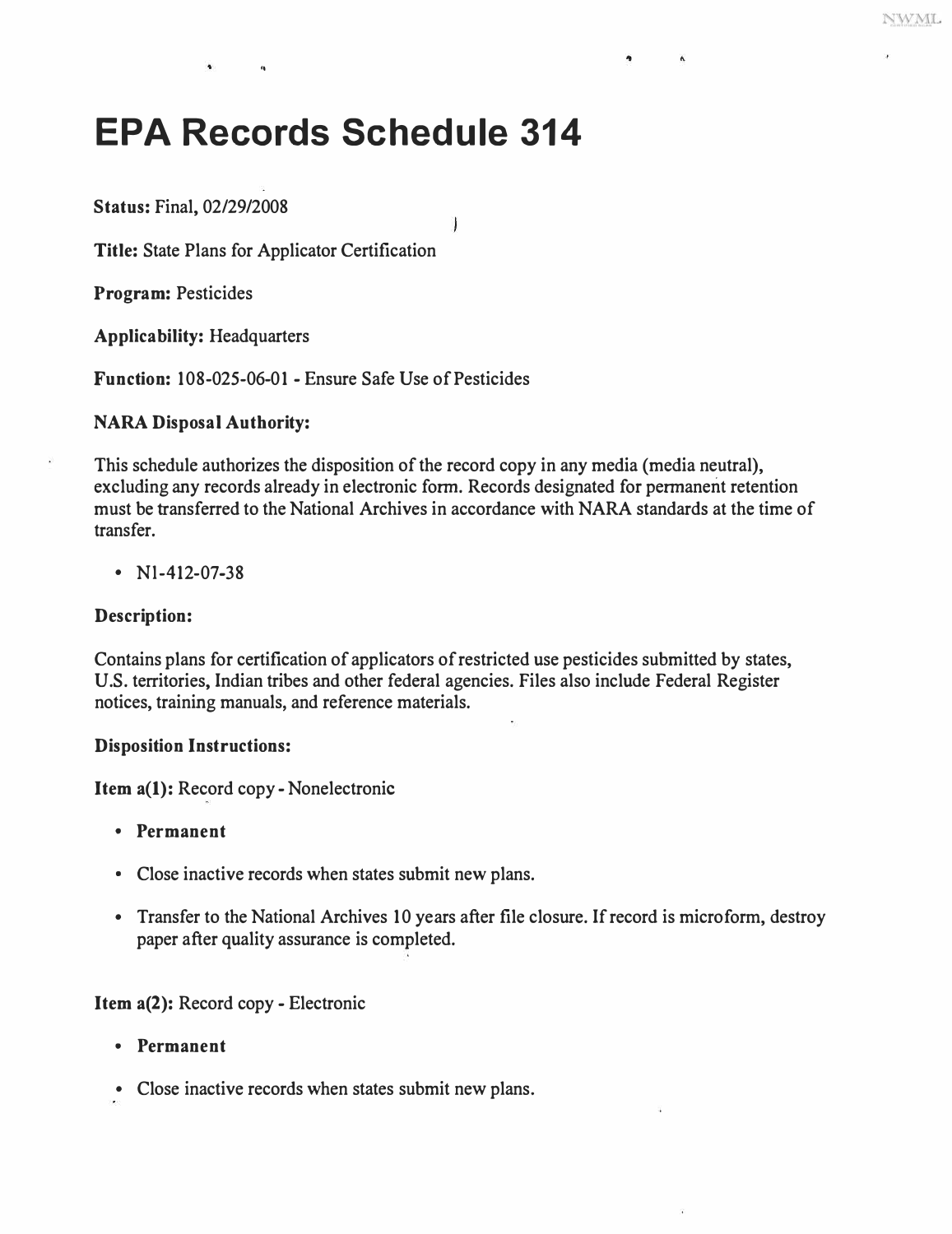# EPA Records Schedule 314

**Status:** Final, 02/29/2008

**Title:** State Plans for Applicator Certification

**Program:** Pesticides

**Applicability:** Headquarters

**Function:** 108-025-06-01 - Ensure Safe Use of Pesticides

**NARA Disposal Authority:**

This schedule authorizes the disposition of the record copy in any media (media neutral), excluding any records already in electronic form. Records designated for permanent retention must be transferred to the National Archives in accordance with NARA standards at the time of transfer.

- N1-412-07-38

**Description:**

Contains plans for certification of applicators of restricted use pesticides submitted by states, U.S. territories, Indian tribes and other federal agencies. Files also include Federal Register notices, training manuals, and reference materials.

**Disposition Instructions:**

**Item a(1):** Record copy - Nonelectronic

- **Permanent**
- Close inactive records when states submit new plans.
- Transfer to the National Archives 10 years after file closure. If record is microform, destroy paper after quality assurance is completed.

**Item a(2):** Record copy - Electronic

- **Permanent**
- Close inactive records when states submit new plans.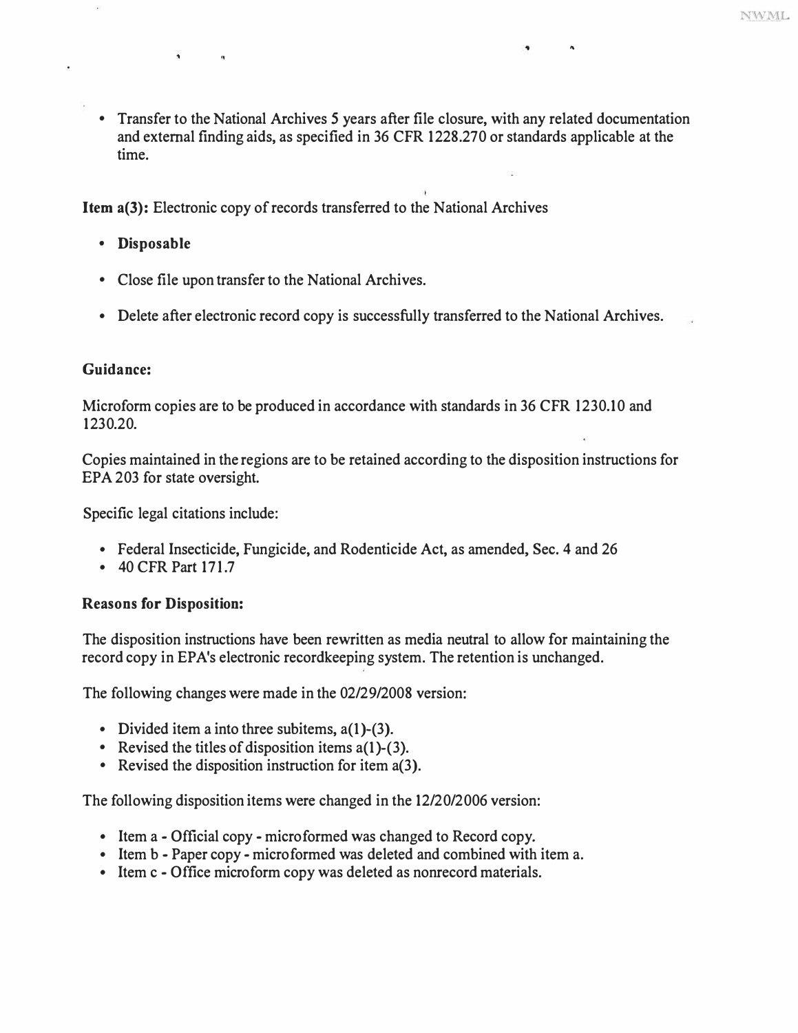- Transfer to the National Archives 5 years after file closure, with any related documentation and external finding aids, as specified in 36 CFR 1228.270 or standards applicable at the time.

**Item a(3):** Electronic copy of records transferred to the National Archives

- **Disposable**
- Close file upon transfer to the National Archives.
- Delete after electronic record copy is successfully transferred to the National Archives.

**Guidance:**

Microform copies are to be produced in accordance with standards in 36 CFR 1230.10 and 1230.20.

Copies maintained in the regions are to be retained according to the disposition instructions for EPA 203 for state oversight.

Specific legal citations include:

- Federal Insecticide, Fungicide, and Rodenticide Act, as amended, Sec. 4 and 26
- 40 CFR Part 171.7

**Reasons for Disposition:**

The disposition instructions have been rewritten as media neutral to allow for maintaining the record copy in EPA's electronic recordkeeping system. The retention is unchanged.

The following changes were made in the 02/29/2008 version:

- Divided item a into three subitems, a(1)-(3).
- Revised the titles of disposition items a(1)-(3).
- Revised the disposition instruction for item a(3).

The following disposition items were changed in the 12/20/2006 version:

- Item a - Official copy - microformed was changed to Record copy.
- Item b - Paper copy - microformed was deleted and combined with item a.
- Item c - Office microform copy was deleted as nonrecord materials.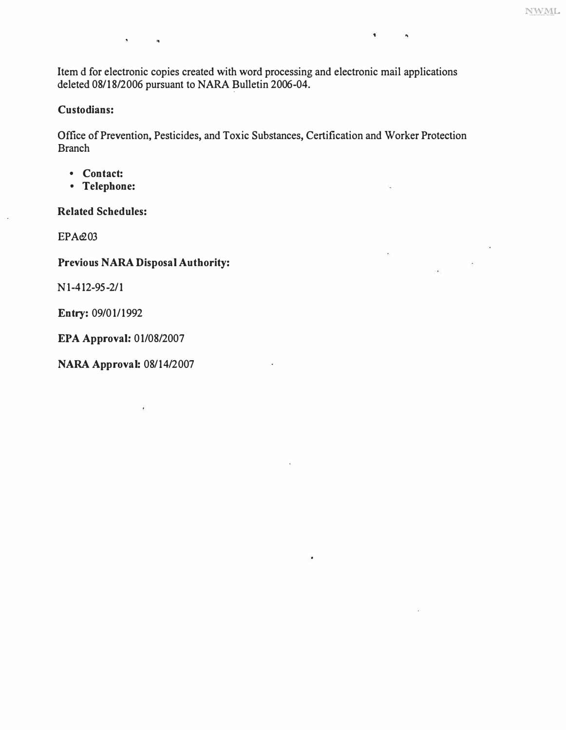Item d for electronic copies created with word processing and electronic mail applications deleted 08/18/2006 pursuant to NARA Bulletin 2006-04.

**Custodians:**

Office of Prevention, Pesticides, and Toxic Substances, Certification and Worker Protection Branch

- **Contact:**
- **Telephone:**

**Related Schedules:**

EPA 203

**Previous NARA Disposal Authority:**

N1-412-95-2/1

**Entry:** 09/01/1992

**EPA Approval:** 01/08/2007

**NARA Approval:** 08/14/2007